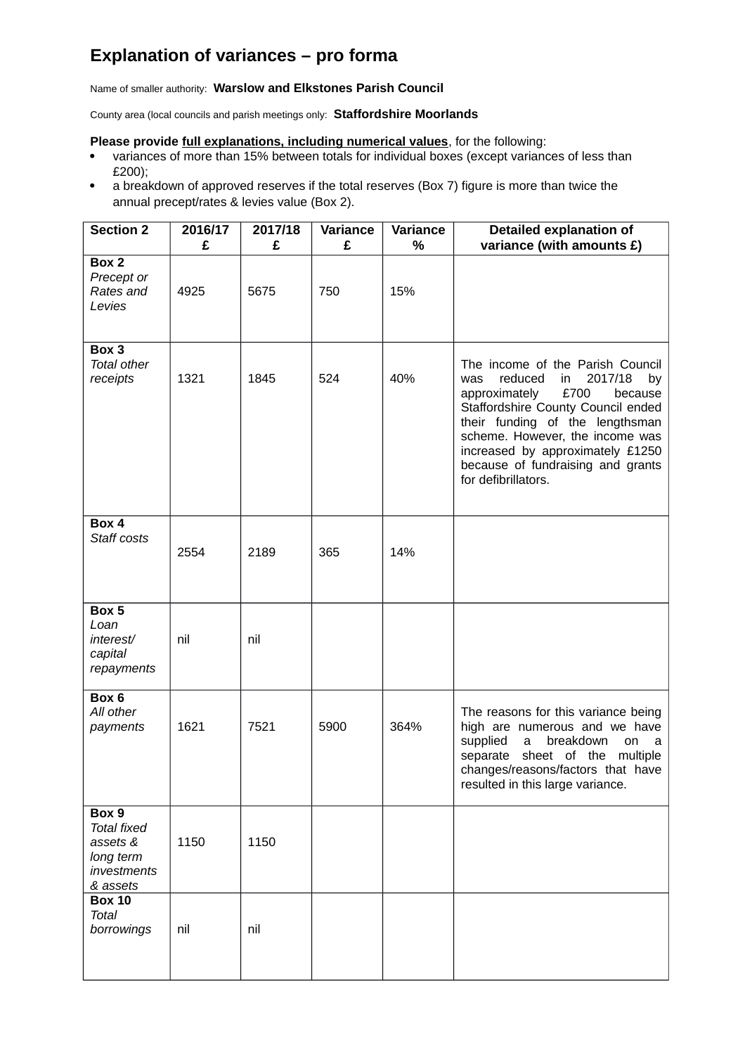# Explanation of variances – pro forma

Name of smaller authority: **Warslow and Elkstones Parish Council**

County area (local councils and parish meetings only: **Staffordshire Moorlands**

**Please provide full explanations, including numerical values**, for the following:

- variances of more than 15% between totals for individual boxes (except variances of less than £200);
- a breakdown of approved reserves if the total reserves (Box 7) figure is more than twice the annual precept/rates & levies value (Box 2).

| Section 2 | 2016/17 £ | 2017/18 £ | Variance £ | Variance % | Detailed explanation of variance (with amounts £) |
|---|---|---|---|---|---|
| **Box 2** *Precept or Rates and Levies* | 4925 | 5675 | 750 | 15% | |
| **Box 3** *Total other receipts* | 1321 | 1845 | 524 | 40% | The income of the Parish Council was reduced in 2017/18 by approximately £700 because Staffordshire County Council ended their funding of the lengthsman scheme. However, the income was increased by approximately £1250 because of fundraising and grants for defibrillators. |
| **Box 4** *Staff costs* | 2554 | 2189 | 365 | 14% | |
| **Box 5** *Loan interest/ capital repayments* | nil | nil | | | |
| **Box 6** *All other payments* | 1621 | 7521 | 5900 | 364% | The reasons for this variance being high are numerous and we have supplied a breakdown on a separate sheet of the multiple changes/reasons/factors that have resulted in this large variance. |
| **Box 9** *Total fixed assets & long term investments & assets* | 1150 | 1150 | | | |
| **Box 10** *Total borrowings* | nil | nil | | | |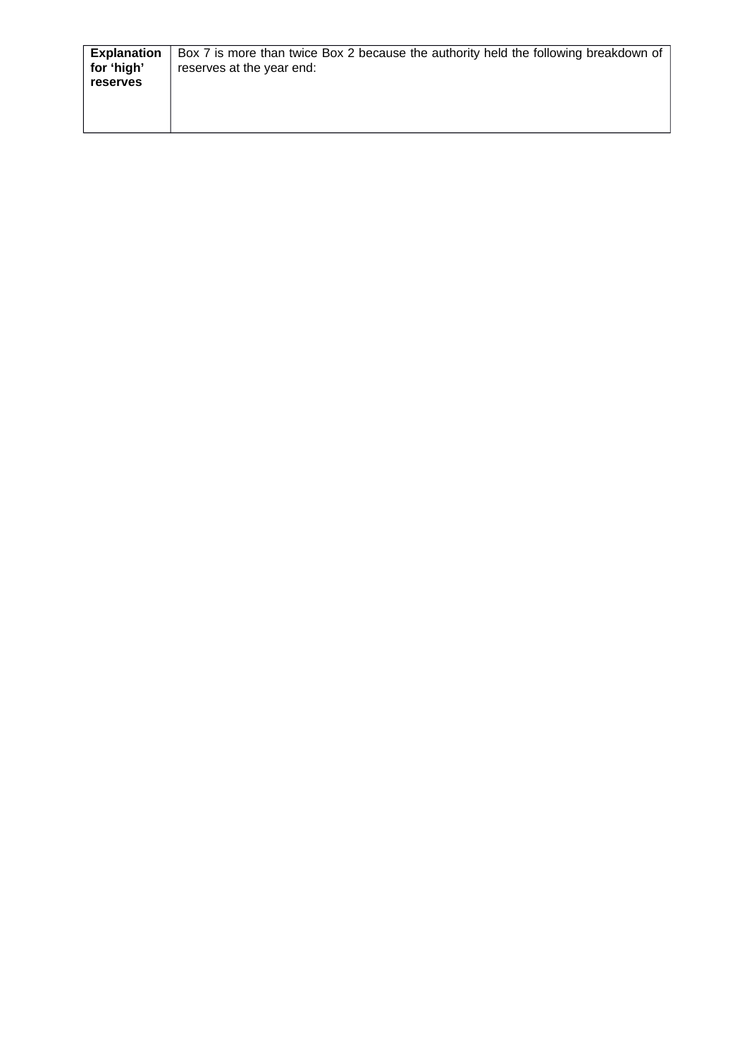| | |
|---|---|
| **Explanation for 'high' reserves** | Box 7 is more than twice Box 2 because the authority held the following breakdown of reserves at the year end: |